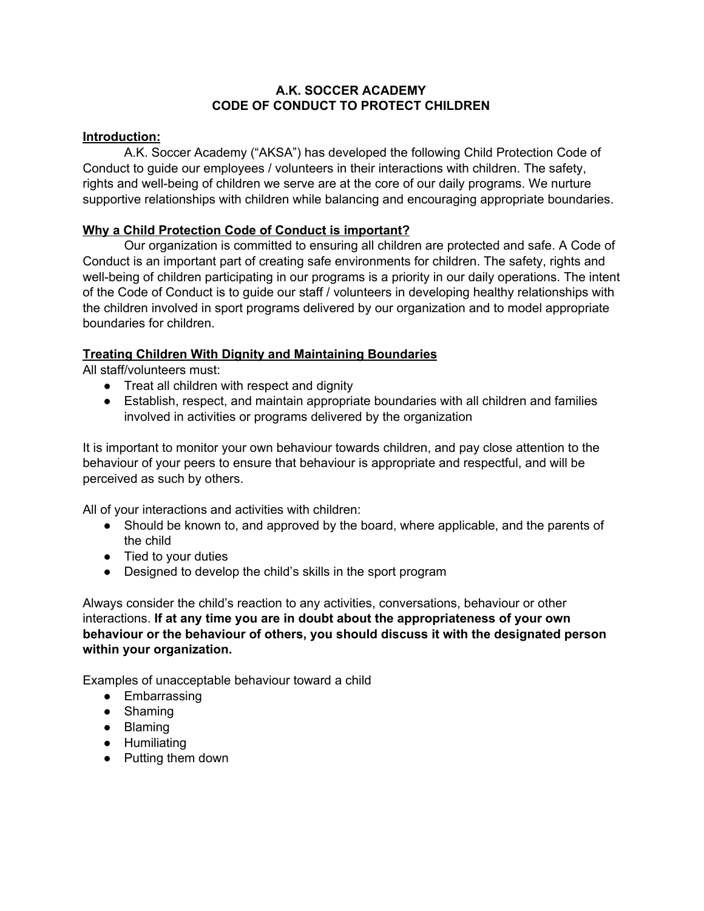# A.K. SOCCER ACADEMY
# CODE OF CONDUCT TO PROTECT CHILDREN

## Introduction:

A.K. Soccer Academy ("AKSA") has developed the following Child Protection Code of Conduct to guide our employees / volunteers in their interactions with children. The safety, rights and well-being of children we serve are at the core of our daily programs. We nurture supportive relationships with children while balancing and encouraging appropriate boundaries.

## Why a Child Protection Code of Conduct is important?

Our organization is committed to ensuring all children are protected and safe. A Code of Conduct is an important part of creating safe environments for children. The safety, rights and well-being of children participating in our programs is a priority in our daily operations. The intent of the Code of Conduct is to guide our staff / volunteers in developing healthy relationships with the children involved in sport programs delivered by our organization and to model appropriate boundaries for children.

## Treating Children With Dignity and Maintaining Boundaries

All staff/volunteers must:

- Treat all children with respect and dignity
- Establish, respect, and maintain appropriate boundaries with all children and families involved in activities or programs delivered by the organization

It is important to monitor your own behaviour towards children, and pay close attention to the behaviour of your peers to ensure that behaviour is appropriate and respectful, and will be perceived as such by others.

All of your interactions and activities with children:

- Should be known to, and approved by the board, where applicable, and the parents of the child
- Tied to your duties
- Designed to develop the child's skills in the sport program

Always consider the child's reaction to any activities, conversations, behaviour or other interactions. **If at any time you are in doubt about the appropriateness of your own behaviour or the behaviour of others, you should discuss it with the designated person within your organization.**

Examples of unacceptable behaviour toward a child

- Embarrassing
- Shaming
- Blaming
- Humiliating
- Putting them down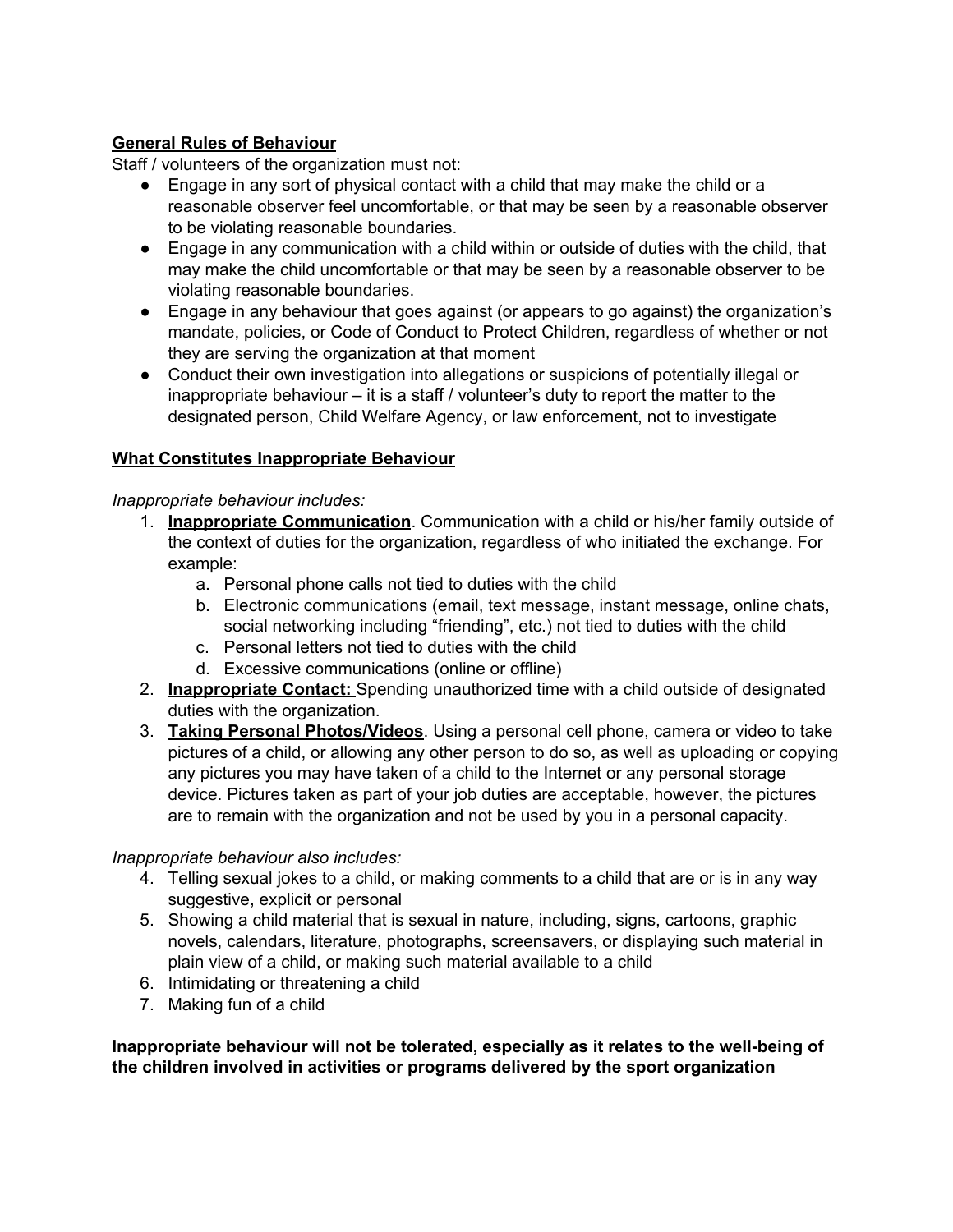**General Rules of Behaviour**

Staff / volunteers of the organization must not:

- Engage in any sort of physical contact with a child that may make the child or a reasonable observer feel uncomfortable, or that may be seen by a reasonable observer to be violating reasonable boundaries.
- Engage in any communication with a child within or outside of duties with the child, that may make the child uncomfortable or that may be seen by a reasonable observer to be violating reasonable boundaries.
- Engage in any behaviour that goes against (or appears to go against) the organization's mandate, policies, or Code of Conduct to Protect Children, regardless of whether or not they are serving the organization at that moment
- Conduct their own investigation into allegations or suspicions of potentially illegal or inappropriate behaviour – it is a staff / volunteer's duty to report the matter to the designated person, Child Welfare Agency, or law enforcement, not to investigate

**What Constitutes Inappropriate Behaviour**

*Inappropriate behaviour includes:*

1. **Inappropriate Communication**. Communication with a child or his/her family outside of the context of duties for the organization, regardless of who initiated the exchange. For example:
    a. Personal phone calls not tied to duties with the child
    b. Electronic communications (email, text message, instant message, online chats, social networking including "friending", etc.) not tied to duties with the child
    c. Personal letters not tied to duties with the child
    d. Excessive communications (online or offline)
2. **Inappropriate Contact:** Spending unauthorized time with a child outside of designated duties with the organization.
3. **Taking Personal Photos/Videos**. Using a personal cell phone, camera or video to take pictures of a child, or allowing any other person to do so, as well as uploading or copying any pictures you may have taken of a child to the Internet or any personal storage device. Pictures taken as part of your job duties are acceptable, however, the pictures are to remain with the organization and not be used by you in a personal capacity.

*Inappropriate behaviour also includes:*

4. Telling sexual jokes to a child, or making comments to a child that are or is in any way suggestive, explicit or personal
5. Showing a child material that is sexual in nature, including, signs, cartoons, graphic novels, calendars, literature, photographs, screensavers, or displaying such material in plain view of a child, or making such material available to a child
6. Intimidating or threatening a child
7. Making fun of a child

**Inappropriate behaviour will not be tolerated, especially as it relates to the well-being of the children involved in activities or programs delivered by the sport organization**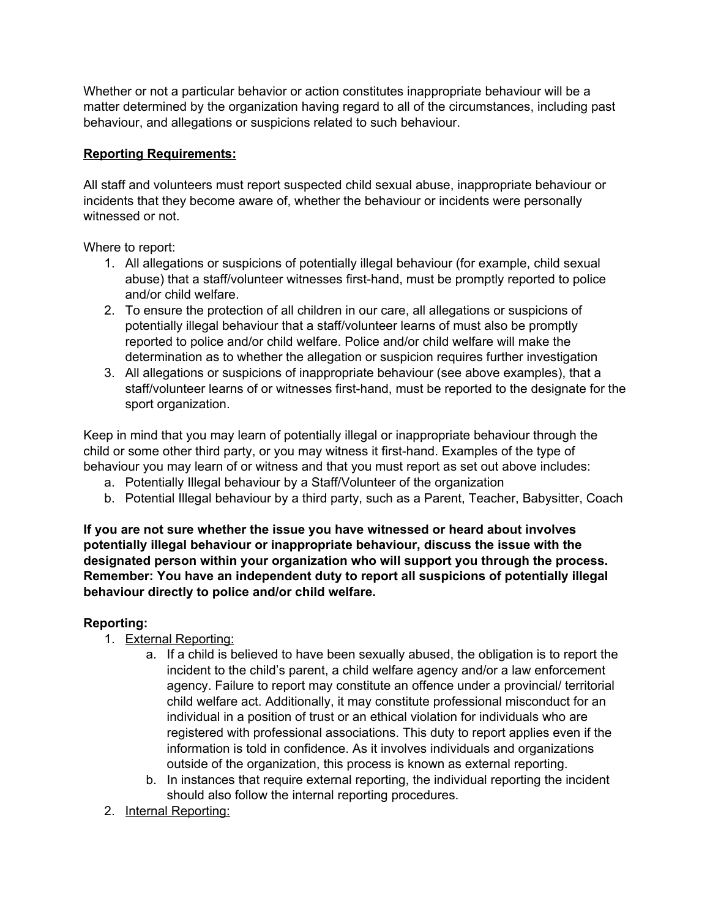Whether or not a particular behavior or action constitutes inappropriate behaviour will be a matter determined by the organization having regard to all of the circumstances, including past behaviour, and allegations or suspicions related to such behaviour.

**Reporting Requirements:**

All staff and volunteers must report suspected child sexual abuse, inappropriate behaviour or incidents that they become aware of, whether the behaviour or incidents were personally witnessed or not.

Where to report:

1. All allegations or suspicions of potentially illegal behaviour (for example, child sexual abuse) that a staff/volunteer witnesses first-hand, must be promptly reported to police and/or child welfare.
2. To ensure the protection of all children in our care, all allegations or suspicions of potentially illegal behaviour that a staff/volunteer learns of must also be promptly reported to police and/or child welfare. Police and/or child welfare will make the determination as to whether the allegation or suspicion requires further investigation
3. All allegations or suspicions of inappropriate behaviour (see above examples), that a staff/volunteer learns of or witnesses first-hand, must be reported to the designate for the sport organization.

Keep in mind that you may learn of potentially illegal or inappropriate behaviour through the child or some other third party, or you may witness it first-hand. Examples of the type of behaviour you may learn of or witness and that you must report as set out above includes:

a. Potentially Illegal behaviour by a Staff/Volunteer of the organization
b. Potential Illegal behaviour by a third party, such as a Parent, Teacher, Babysitter, Coach

**If you are not sure whether the issue you have witnessed or heard about involves potentially illegal behaviour or inappropriate behaviour, discuss the issue with the designated person within your organization who will support you through the process. Remember: You have an independent duty to report all suspicions of potentially illegal behaviour directly to police and/or child welfare.**

**Reporting:**

1. External Reporting:
   a. If a child is believed to have been sexually abused, the obligation is to report the incident to the child's parent, a child welfare agency and/or a law enforcement agency. Failure to report may constitute an offence under a provincial/ territorial child welfare act. Additionally, it may constitute professional misconduct for an individual in a position of trust or an ethical violation for individuals who are registered with professional associations. This duty to report applies even if the information is told in confidence. As it involves individuals and organizations outside of the organization, this process is known as external reporting.
   b. In instances that require external reporting, the individual reporting the incident should also follow the internal reporting procedures.
2. Internal Reporting: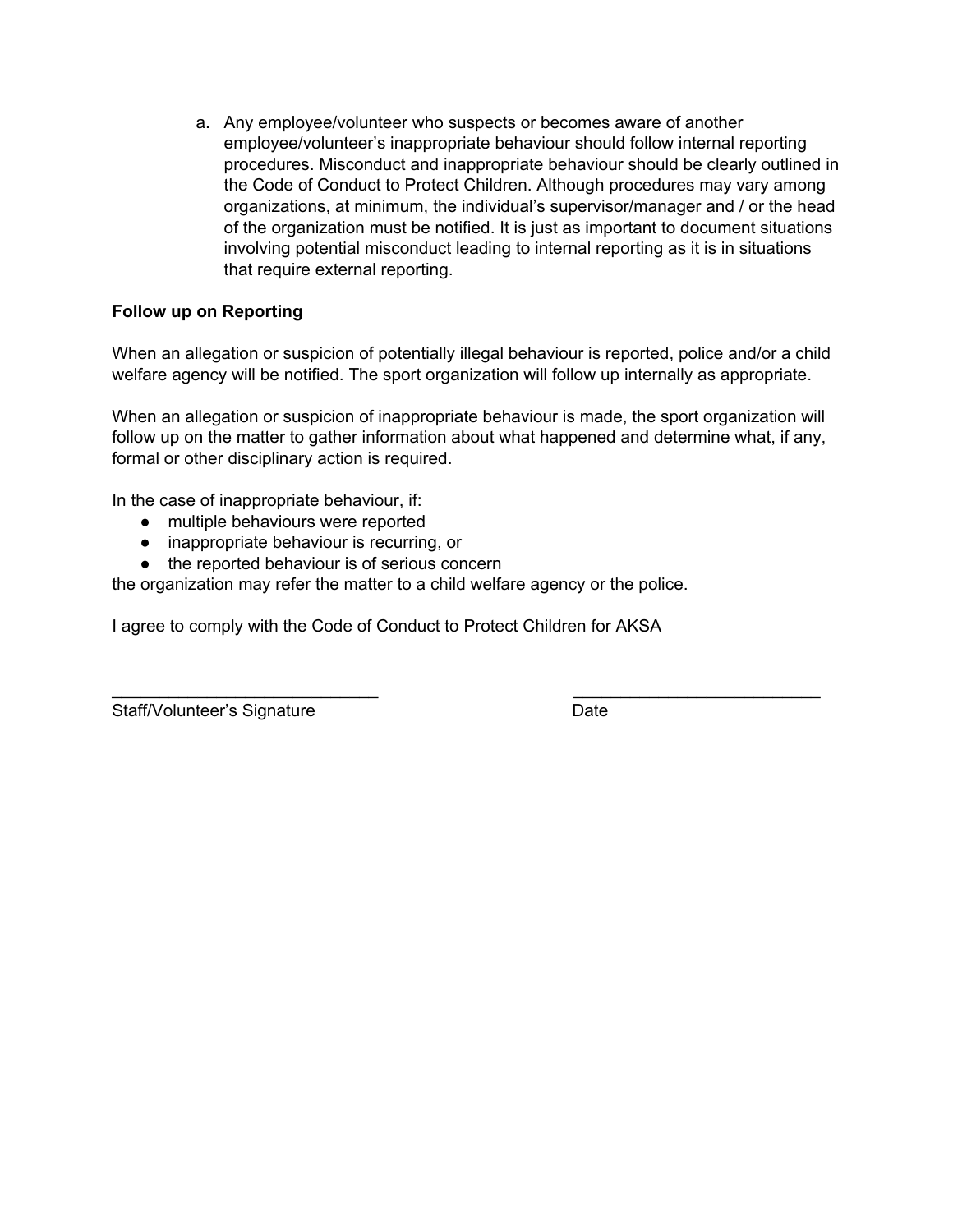a. Any employee/volunteer who suspects or becomes aware of another employee/volunteer's inappropriate behaviour should follow internal reporting procedures. Misconduct and inappropriate behaviour should be clearly outlined in the Code of Conduct to Protect Children. Although procedures may vary among organizations, at minimum, the individual's supervisor/manager and / or the head of the organization must be notified. It is just as important to document situations involving potential misconduct leading to internal reporting as it is in situations that require external reporting.

**Follow up on Reporting**

When an allegation or suspicion of potentially illegal behaviour is reported, police and/or a child welfare agency will be notified. The sport organization will follow up internally as appropriate.

When an allegation or suspicion of inappropriate behaviour is made, the sport organization will follow up on the matter to gather information about what happened and determine what, if any, formal or other disciplinary action is required.

In the case of inappropriate behaviour, if:

- multiple behaviours were reported
- inappropriate behaviour is recurring, or
- the reported behaviour is of serious concern

the organization may refer the matter to a child welfare agency or the police.

I agree to comply with the Code of Conduct to Protect Children for AKSA

_____________________________ &nbsp;&nbsp;&nbsp;&nbsp;&nbsp;&nbsp;&nbsp;&nbsp; ___________________________

Staff/Volunteer's Signature &nbsp;&nbsp;&nbsp;&nbsp;&nbsp;&nbsp;&nbsp;&nbsp; Date